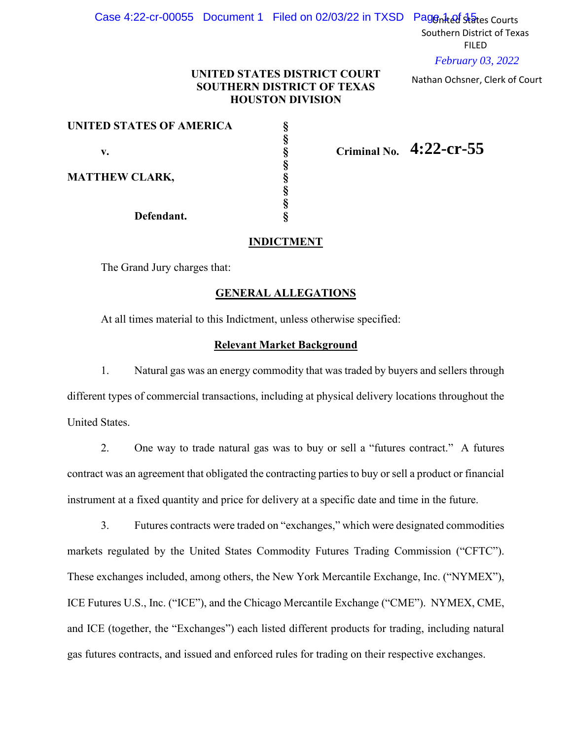United States Courts
Southern District of Texas
FILED
*February 03, 2022*
Nathan Ochsner, Clerk of Court

**UNITED STATES DISTRICT COURT**
**SOUTHERN DISTRICT OF TEXAS**
**HOUSTON DIVISION**

| | | |
|---|---|---|
| **UNITED STATES OF AMERICA** | § | |
| | § | |
| **v.** | § | **Criminal No. 4:22-cr-55** |
| | § | |
| **MATTHEW CLARK,** | § | |
| | § | |
| | § | |
| **Defendant.** | § | |

## INDICTMENT

The Grand Jury charges that:

## GENERAL ALLEGATIONS

At all times material to this Indictment, unless otherwise specified:

### Relevant Market Background

1. Natural gas was an energy commodity that was traded by buyers and sellers through different types of commercial transactions, including at physical delivery locations throughout the United States.

2. One way to trade natural gas was to buy or sell a "futures contract." A futures contract was an agreement that obligated the contracting parties to buy or sell a product or financial instrument at a fixed quantity and price for delivery at a specific date and time in the future.

3. Futures contracts were traded on "exchanges," which were designated commodities markets regulated by the United States Commodity Futures Trading Commission ("CFTC"). These exchanges included, among others, the New York Mercantile Exchange, Inc. ("NYMEX"), ICE Futures U.S., Inc. ("ICE"), and the Chicago Mercantile Exchange ("CME"). NYMEX, CME, and ICE (together, the "Exchanges") each listed different products for trading, including natural gas futures contracts, and issued and enforced rules for trading on their respective exchanges.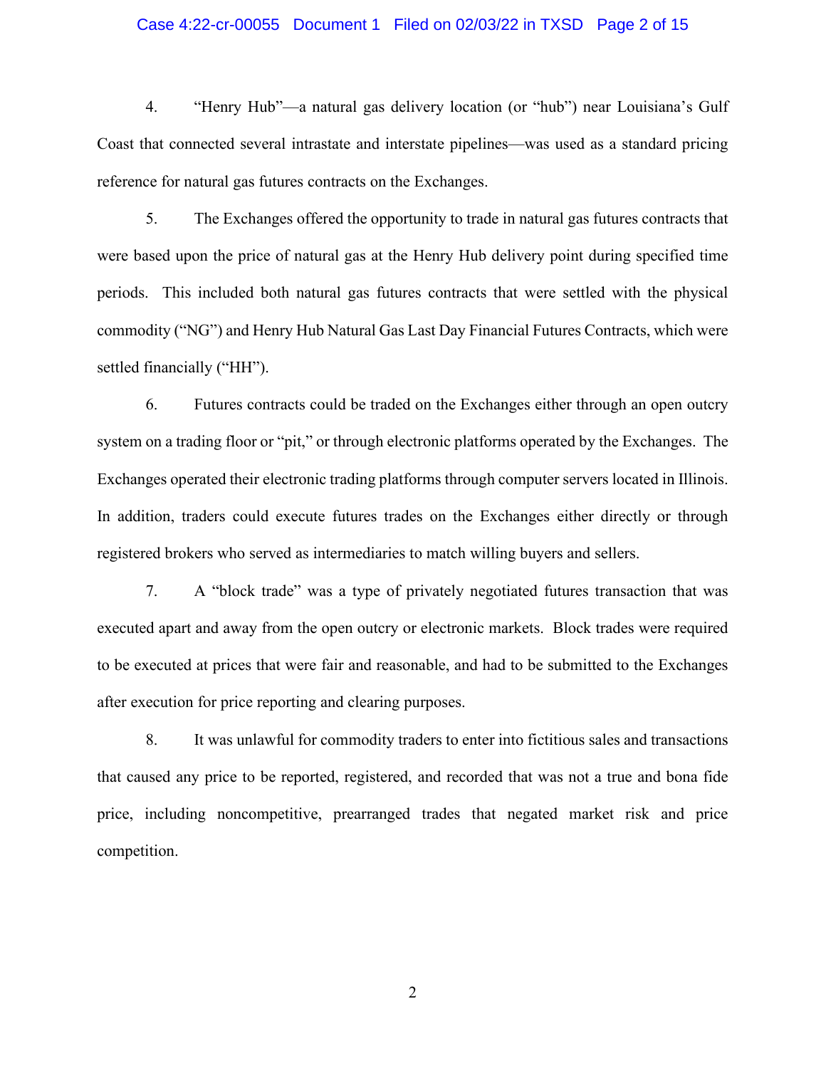4. "Henry Hub"—a natural gas delivery location (or "hub") near Louisiana's Gulf Coast that connected several intrastate and interstate pipelines—was used as a standard pricing reference for natural gas futures contracts on the Exchanges.

5. The Exchanges offered the opportunity to trade in natural gas futures contracts that were based upon the price of natural gas at the Henry Hub delivery point during specified time periods. This included both natural gas futures contracts that were settled with the physical commodity ("NG") and Henry Hub Natural Gas Last Day Financial Futures Contracts, which were settled financially ("HH").

6. Futures contracts could be traded on the Exchanges either through an open outcry system on a trading floor or "pit," or through electronic platforms operated by the Exchanges. The Exchanges operated their electronic trading platforms through computer servers located in Illinois. In addition, traders could execute futures trades on the Exchanges either directly or through registered brokers who served as intermediaries to match willing buyers and sellers.

7. A "block trade" was a type of privately negotiated futures transaction that was executed apart and away from the open outcry or electronic markets. Block trades were required to be executed at prices that were fair and reasonable, and had to be submitted to the Exchanges after execution for price reporting and clearing purposes.

8. It was unlawful for commodity traders to enter into fictitious sales and transactions that caused any price to be reported, registered, and recorded that was not a true and bona fide price, including noncompetitive, prearranged trades that negated market risk and price competition.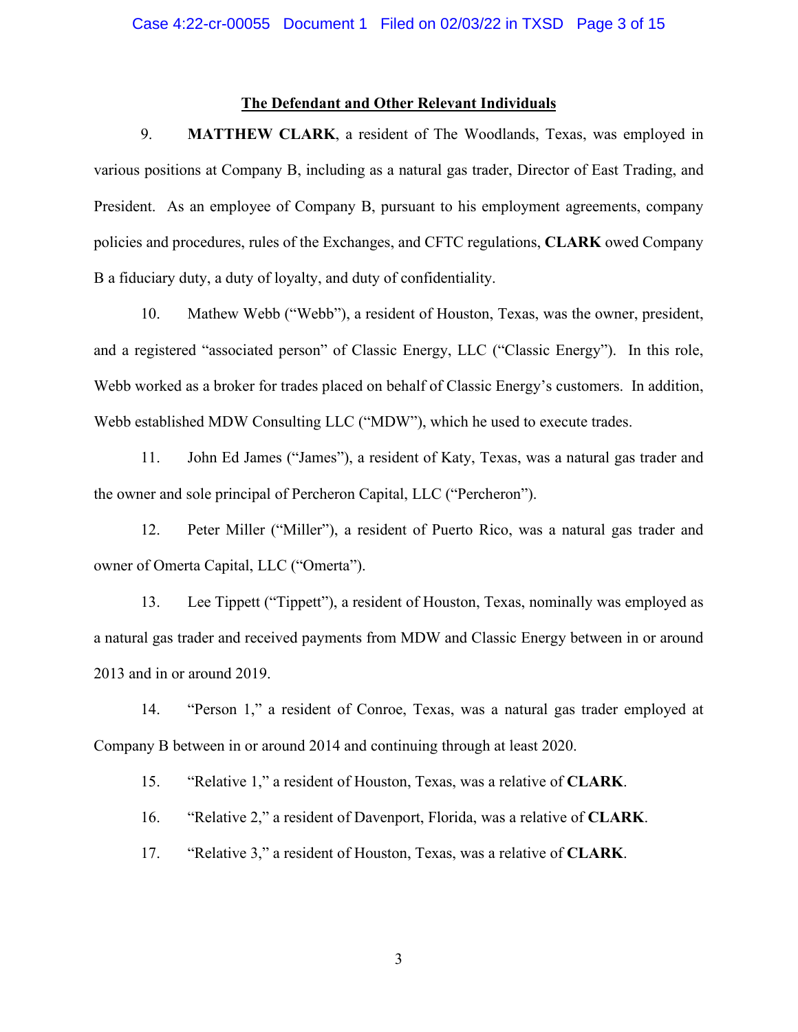## The Defendant and Other Relevant Individuals

9. **MATTHEW CLARK**, a resident of The Woodlands, Texas, was employed in various positions at Company B, including as a natural gas trader, Director of East Trading, and President. As an employee of Company B, pursuant to his employment agreements, company policies and procedures, rules of the Exchanges, and CFTC regulations, **CLARK** owed Company B a fiduciary duty, a duty of loyalty, and duty of confidentiality.

10. Mathew Webb ("Webb"), a resident of Houston, Texas, was the owner, president, and a registered "associated person" of Classic Energy, LLC ("Classic Energy"). In this role, Webb worked as a broker for trades placed on behalf of Classic Energy's customers. In addition, Webb established MDW Consulting LLC ("MDW"), which he used to execute trades.

11. John Ed James ("James"), a resident of Katy, Texas, was a natural gas trader and the owner and sole principal of Percheron Capital, LLC ("Percheron").

12. Peter Miller ("Miller"), a resident of Puerto Rico, was a natural gas trader and owner of Omerta Capital, LLC ("Omerta").

13. Lee Tippett ("Tippett"), a resident of Houston, Texas, nominally was employed as a natural gas trader and received payments from MDW and Classic Energy between in or around 2013 and in or around 2019.

14. "Person 1," a resident of Conroe, Texas, was a natural gas trader employed at Company B between in or around 2014 and continuing through at least 2020.

15. "Relative 1," a resident of Houston, Texas, was a relative of **CLARK**.

16. "Relative 2," a resident of Davenport, Florida, was a relative of **CLARK**.

17. "Relative 3," a resident of Houston, Texas, was a relative of **CLARK**.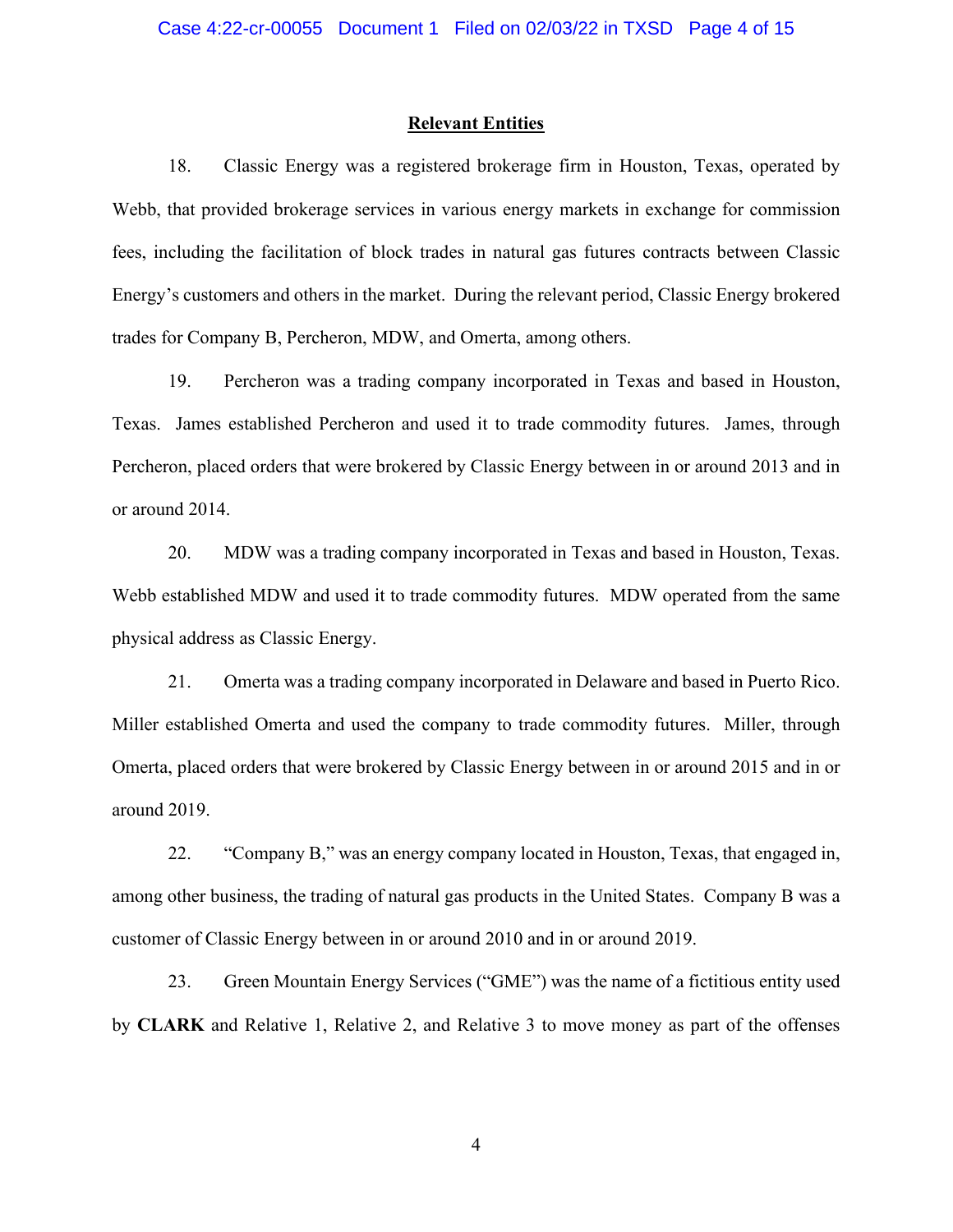## Relevant Entities

18. Classic Energy was a registered brokerage firm in Houston, Texas, operated by Webb, that provided brokerage services in various energy markets in exchange for commission fees, including the facilitation of block trades in natural gas futures contracts between Classic Energy's customers and others in the market. During the relevant period, Classic Energy brokered trades for Company B, Percheron, MDW, and Omerta, among others.

19. Percheron was a trading company incorporated in Texas and based in Houston, Texas. James established Percheron and used it to trade commodity futures. James, through Percheron, placed orders that were brokered by Classic Energy between in or around 2013 and in or around 2014.

20. MDW was a trading company incorporated in Texas and based in Houston, Texas. Webb established MDW and used it to trade commodity futures. MDW operated from the same physical address as Classic Energy.

21. Omerta was a trading company incorporated in Delaware and based in Puerto Rico. Miller established Omerta and used the company to trade commodity futures. Miller, through Omerta, placed orders that were brokered by Classic Energy between in or around 2015 and in or around 2019.

22. "Company B," was an energy company located in Houston, Texas, that engaged in, among other business, the trading of natural gas products in the United States. Company B was a customer of Classic Energy between in or around 2010 and in or around 2019.

23. Green Mountain Energy Services ("GME") was the name of a fictitious entity used by **CLARK** and Relative 1, Relative 2, and Relative 3 to move money as part of the offenses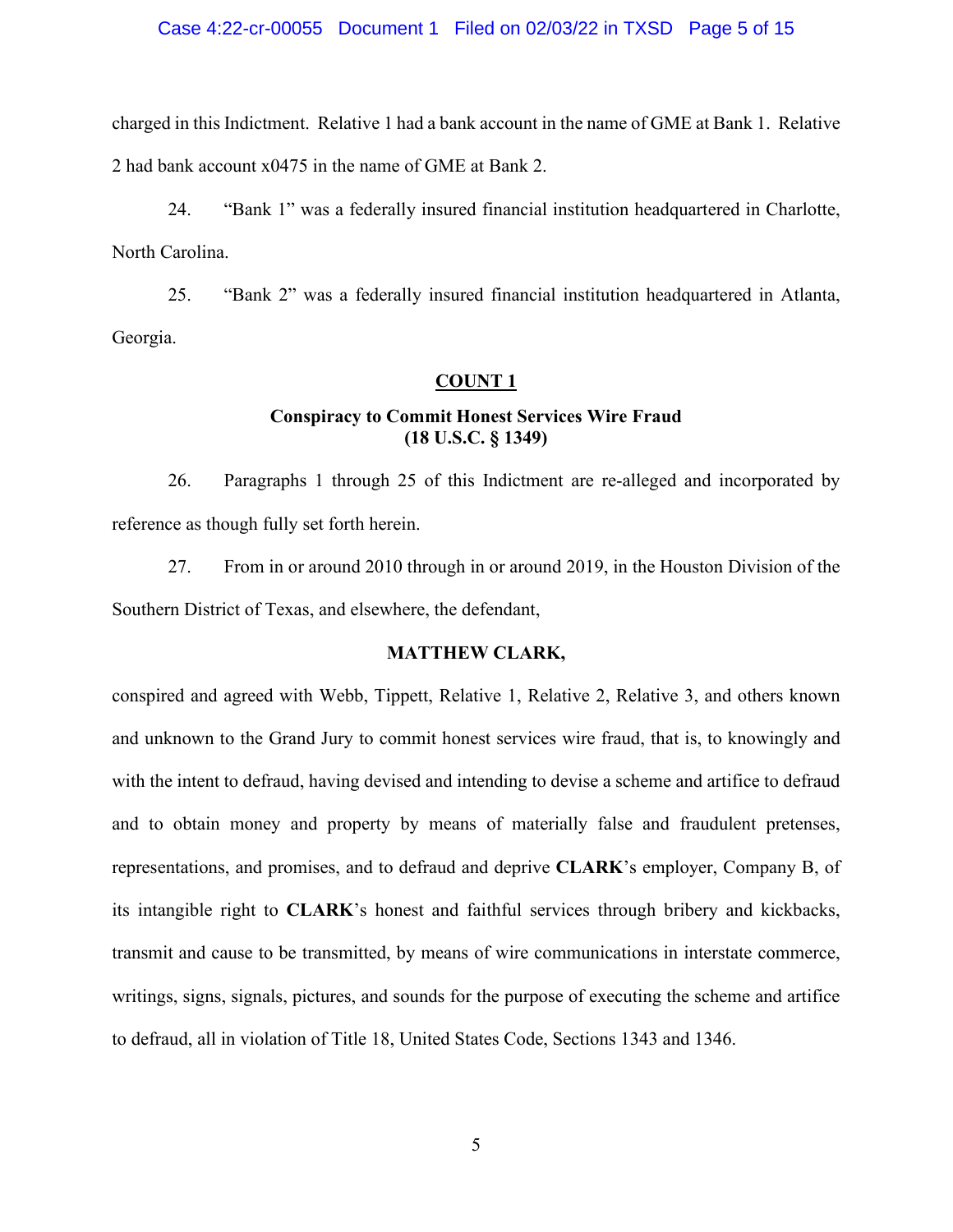charged in this Indictment. Relative 1 had a bank account in the name of GME at Bank 1. Relative 2 had bank account x0475 in the name of GME at Bank 2.

24. "Bank 1" was a federally insured financial institution headquartered in Charlotte, North Carolina.

25. "Bank 2" was a federally insured financial institution headquartered in Atlanta, Georgia.

## COUNT 1

### Conspiracy to Commit Honest Services Wire Fraud (18 U.S.C. § 1349)

26. Paragraphs 1 through 25 of this Indictment are re-alleged and incorporated by reference as though fully set forth herein.

27. From in or around 2010 through in or around 2019, in the Houston Division of the Southern District of Texas, and elsewhere, the defendant,

**MATTHEW CLARK,**

conspired and agreed with Webb, Tippett, Relative 1, Relative 2, Relative 3, and others known and unknown to the Grand Jury to commit honest services wire fraud, that is, to knowingly and with the intent to defraud, having devised and intending to devise a scheme and artifice to defraud and to obtain money and property by means of materially false and fraudulent pretenses, representations, and promises, and to defraud and deprive **CLARK**'s employer, Company B, of its intangible right to **CLARK**'s honest and faithful services through bribery and kickbacks, transmit and cause to be transmitted, by means of wire communications in interstate commerce, writings, signs, signals, pictures, and sounds for the purpose of executing the scheme and artifice to defraud, all in violation of Title 18, United States Code, Sections 1343 and 1346.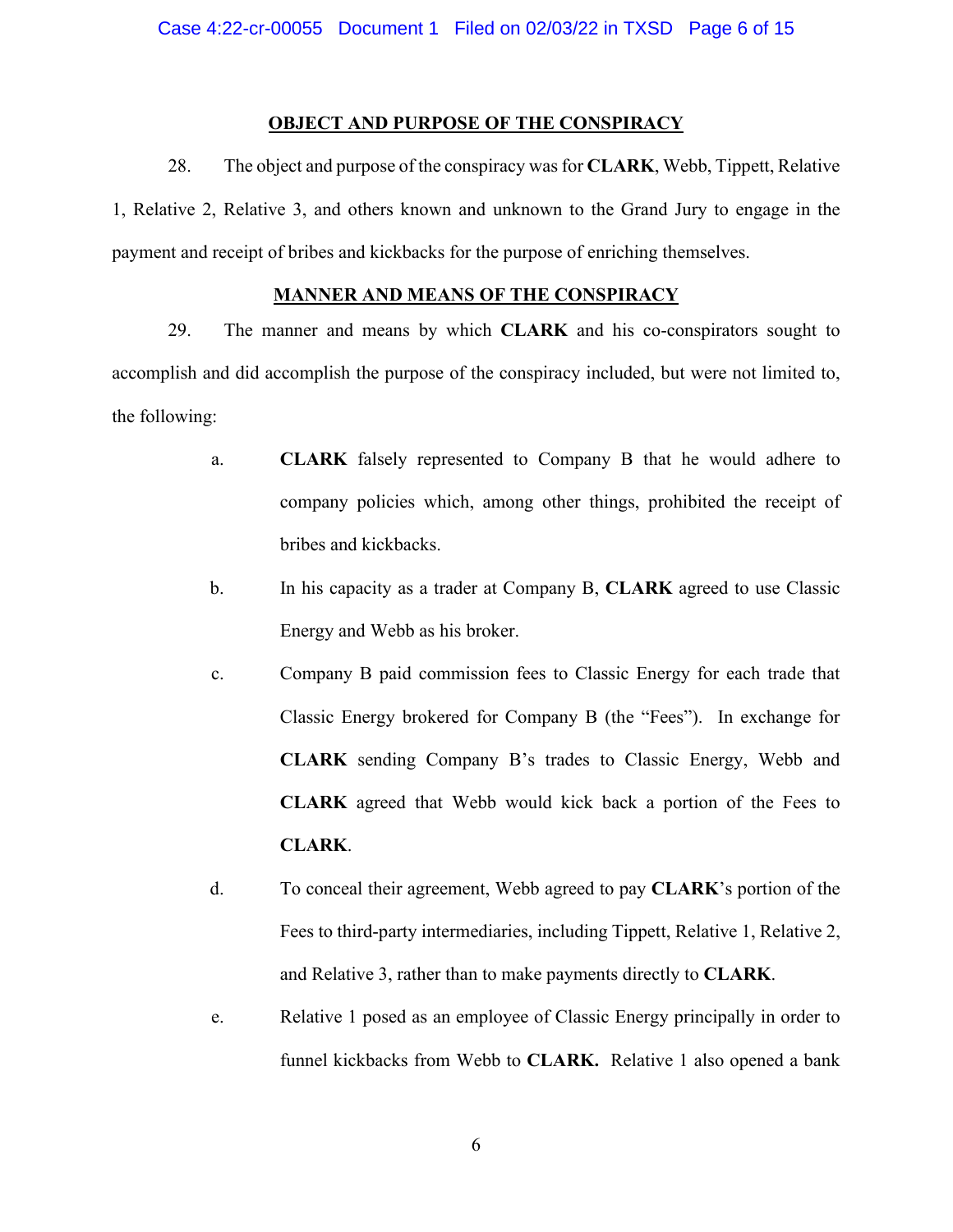## OBJECT AND PURPOSE OF THE CONSPIRACY

28. The object and purpose of the conspiracy was for **CLARK**, Webb, Tippett, Relative 1, Relative 2, Relative 3, and others known and unknown to the Grand Jury to engage in the payment and receipt of bribes and kickbacks for the purpose of enriching themselves.

## MANNER AND MEANS OF THE CONSPIRACY

29. The manner and means by which **CLARK** and his co-conspirators sought to accomplish and did accomplish the purpose of the conspiracy included, but were not limited to, the following:

a. **CLARK** falsely represented to Company B that he would adhere to company policies which, among other things, prohibited the receipt of bribes and kickbacks.

b. In his capacity as a trader at Company B, **CLARK** agreed to use Classic Energy and Webb as his broker.

c. Company B paid commission fees to Classic Energy for each trade that Classic Energy brokered for Company B (the "Fees"). In exchange for **CLARK** sending Company B's trades to Classic Energy, Webb and **CLARK** agreed that Webb would kick back a portion of the Fees to **CLARK**.

d. To conceal their agreement, Webb agreed to pay **CLARK**'s portion of the Fees to third-party intermediaries, including Tippett, Relative 1, Relative 2, and Relative 3, rather than to make payments directly to **CLARK**.

e. Relative 1 posed as an employee of Classic Energy principally in order to funnel kickbacks from Webb to **CLARK.** Relative 1 also opened a bank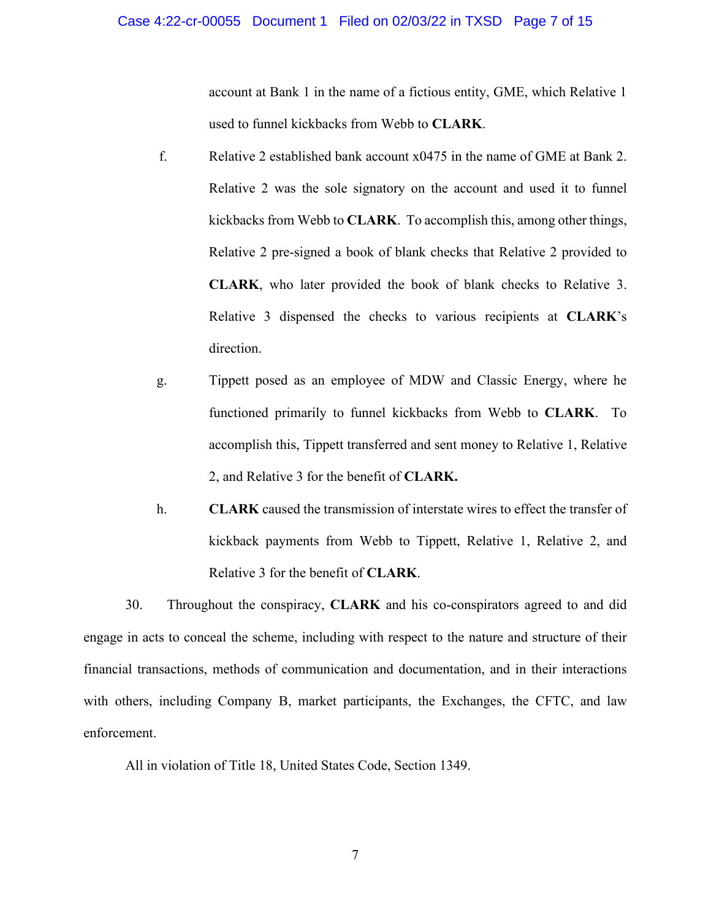account at Bank 1 in the name of a fictious entity, GME, which Relative 1 used to funnel kickbacks from Webb to **CLARK**.

f. Relative 2 established bank account x0475 in the name of GME at Bank 2. Relative 2 was the sole signatory on the account and used it to funnel kickbacks from Webb to **CLARK**. To accomplish this, among other things, Relative 2 pre-signed a book of blank checks that Relative 2 provided to **CLARK**, who later provided the book of blank checks to Relative 3. Relative 3 dispensed the checks to various recipients at **CLARK**'s direction.

g. Tippett posed as an employee of MDW and Classic Energy, where he functioned primarily to funnel kickbacks from Webb to **CLARK**. To accomplish this, Tippett transferred and sent money to Relative 1, Relative 2, and Relative 3 for the benefit of **CLARK.**

h. **CLARK** caused the transmission of interstate wires to effect the transfer of kickback payments from Webb to Tippett, Relative 1, Relative 2, and Relative 3 for the benefit of **CLARK**.

30. Throughout the conspiracy, **CLARK** and his co-conspirators agreed to and did engage in acts to conceal the scheme, including with respect to the nature and structure of their financial transactions, methods of communication and documentation, and in their interactions with others, including Company B, market participants, the Exchanges, the CFTC, and law enforcement.

All in violation of Title 18, United States Code, Section 1349.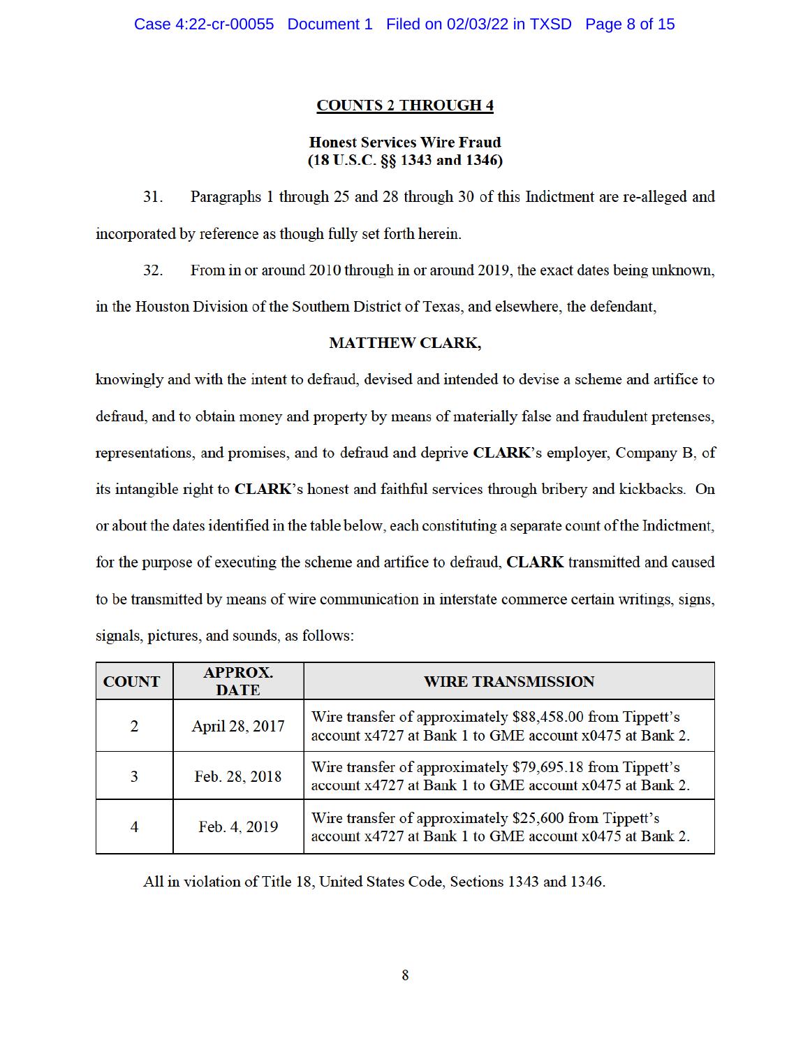## COUNTS 2 THROUGH 4

**Honest Services Wire Fraud**
**(18 U.S.C. §§ 1343 and 1346)**

31. Paragraphs 1 through 25 and 28 through 30 of this Indictment are re-alleged and incorporated by reference as though fully set forth herein.

32. From in or around 2010 through in or around 2019, the exact dates being unknown, in the Houston Division of the Southern District of Texas, and elsewhere, the defendant,

**MATTHEW CLARK,**

knowingly and with the intent to defraud, devised and intended to devise a scheme and artifice to defraud, and to obtain money and property by means of materially false and fraudulent pretenses, representations, and promises, and to defraud and deprive **CLARK**'s employer, Company B, of its intangible right to **CLARK**'s honest and faithful services through bribery and kickbacks. On or about the dates identified in the table below, each constituting a separate count of the Indictment, for the purpose of executing the scheme and artifice to defraud, **CLARK** transmitted and caused to be transmitted by means of wire communication in interstate commerce certain writings, signs, signals, pictures, and sounds, as follows:

| COUNT | APPROX. DATE | WIRE TRANSMISSION |
|---|---|---|
| 2 | April 28, 2017 | Wire transfer of approximately $88,458.00 from Tippett's account x4727 at Bank 1 to GME account x0475 at Bank 2. |
| 3 | Feb. 28, 2018 | Wire transfer of approximately $79,695.18 from Tippett's account x4727 at Bank 1 to GME account x0475 at Bank 2. |
| 4 | Feb. 4, 2019 | Wire transfer of approximately $25,600 from Tippett's account x4727 at Bank 1 to GME account x0475 at Bank 2. |

All in violation of Title 18, United States Code, Sections 1343 and 1346.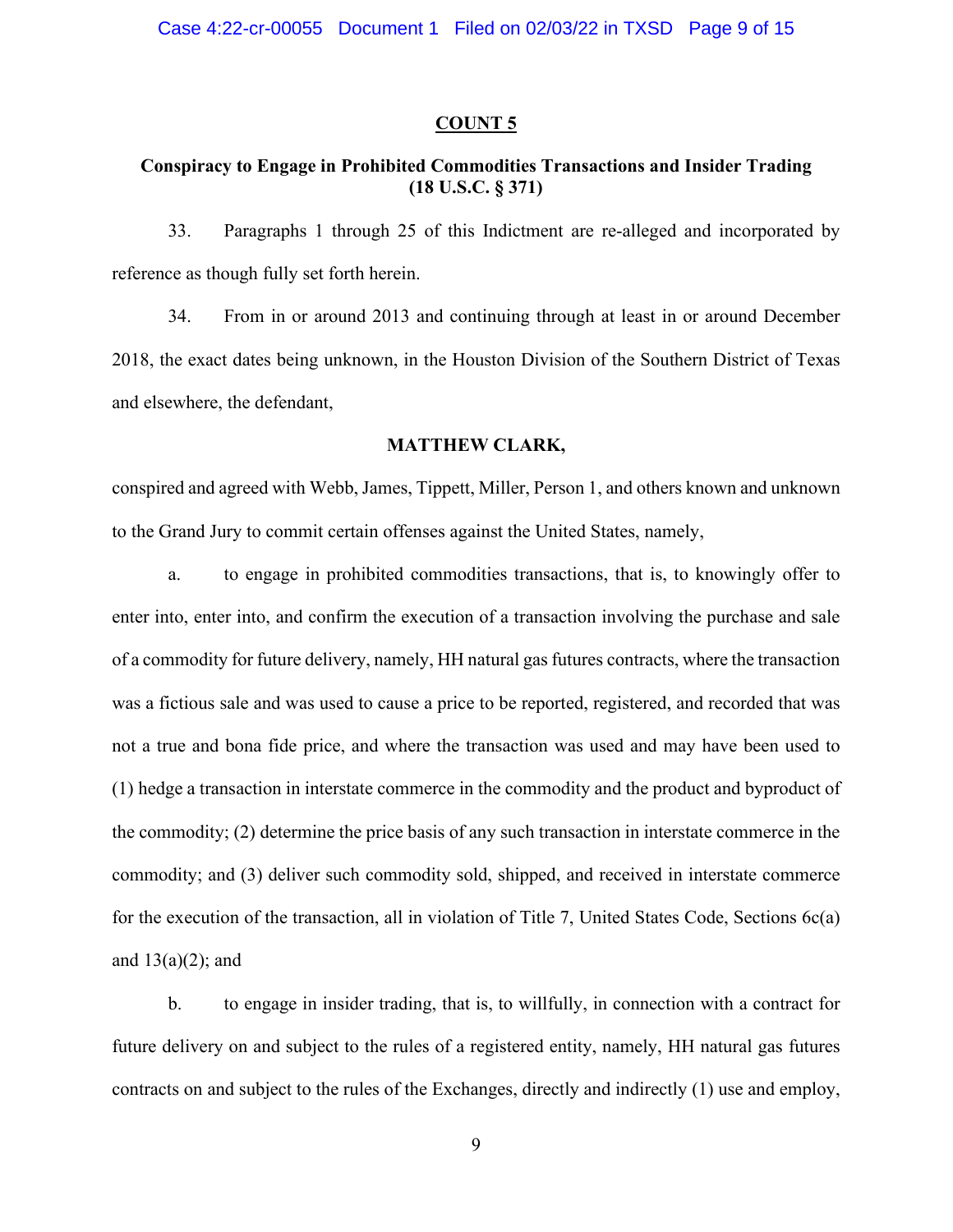**COUNT 5**

**Conspiracy to Engage in Prohibited Commodities Transactions and Insider Trading (18 U.S.C. § 371)**

33. Paragraphs 1 through 25 of this Indictment are re-alleged and incorporated by reference as though fully set forth herein.

34. From in or around 2013 and continuing through at least in or around December 2018, the exact dates being unknown, in the Houston Division of the Southern District of Texas and elsewhere, the defendant,

**MATTHEW CLARK,**

conspired and agreed with Webb, James, Tippett, Miller, Person 1, and others known and unknown to the Grand Jury to commit certain offenses against the United States, namely,

a. to engage in prohibited commodities transactions, that is, to knowingly offer to enter into, enter into, and confirm the execution of a transaction involving the purchase and sale of a commodity for future delivery, namely, HH natural gas futures contracts, where the transaction was a fictious sale and was used to cause a price to be reported, registered, and recorded that was not a true and bona fide price, and where the transaction was used and may have been used to (1) hedge a transaction in interstate commerce in the commodity and the product and byproduct of the commodity; (2) determine the price basis of any such transaction in interstate commerce in the commodity; and (3) deliver such commodity sold, shipped, and received in interstate commerce for the execution of the transaction, all in violation of Title 7, United States Code, Sections 6c(a) and 13(a)(2); and

b. to engage in insider trading, that is, to willfully, in connection with a contract for future delivery on and subject to the rules of a registered entity, namely, HH natural gas futures contracts on and subject to the rules of the Exchanges, directly and indirectly (1) use and employ,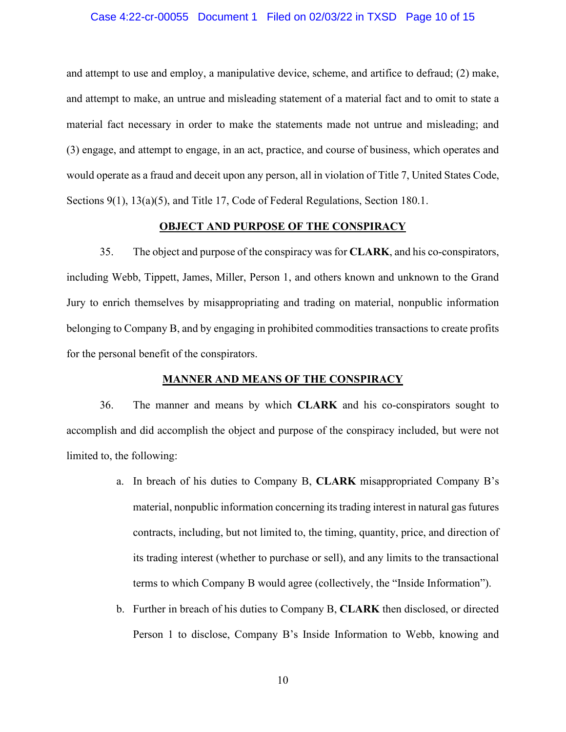and attempt to use and employ, a manipulative device, scheme, and artifice to defraud; (2) make, and attempt to make, an untrue and misleading statement of a material fact and to omit to state a material fact necessary in order to make the statements made not untrue and misleading; and (3) engage, and attempt to engage, in an act, practice, and course of business, which operates and would operate as a fraud and deceit upon any person, all in violation of Title 7, United States Code, Sections 9(1), 13(a)(5), and Title 17, Code of Federal Regulations, Section 180.1.

## OBJECT AND PURPOSE OF THE CONSPIRACY

35. The object and purpose of the conspiracy was for **CLARK**, and his co-conspirators, including Webb, Tippett, James, Miller, Person 1, and others known and unknown to the Grand Jury to enrich themselves by misappropriating and trading on material, nonpublic information belonging to Company B, and by engaging in prohibited commodities transactions to create profits for the personal benefit of the conspirators.

## MANNER AND MEANS OF THE CONSPIRACY

36. The manner and means by which **CLARK** and his co-conspirators sought to accomplish and did accomplish the object and purpose of the conspiracy included, but were not limited to, the following:

a. In breach of his duties to Company B, **CLARK** misappropriated Company B's material, nonpublic information concerning its trading interest in natural gas futures contracts, including, but not limited to, the timing, quantity, price, and direction of its trading interest (whether to purchase or sell), and any limits to the transactional terms to which Company B would agree (collectively, the "Inside Information").

b. Further in breach of his duties to Company B, **CLARK** then disclosed, or directed Person 1 to disclose, Company B's Inside Information to Webb, knowing and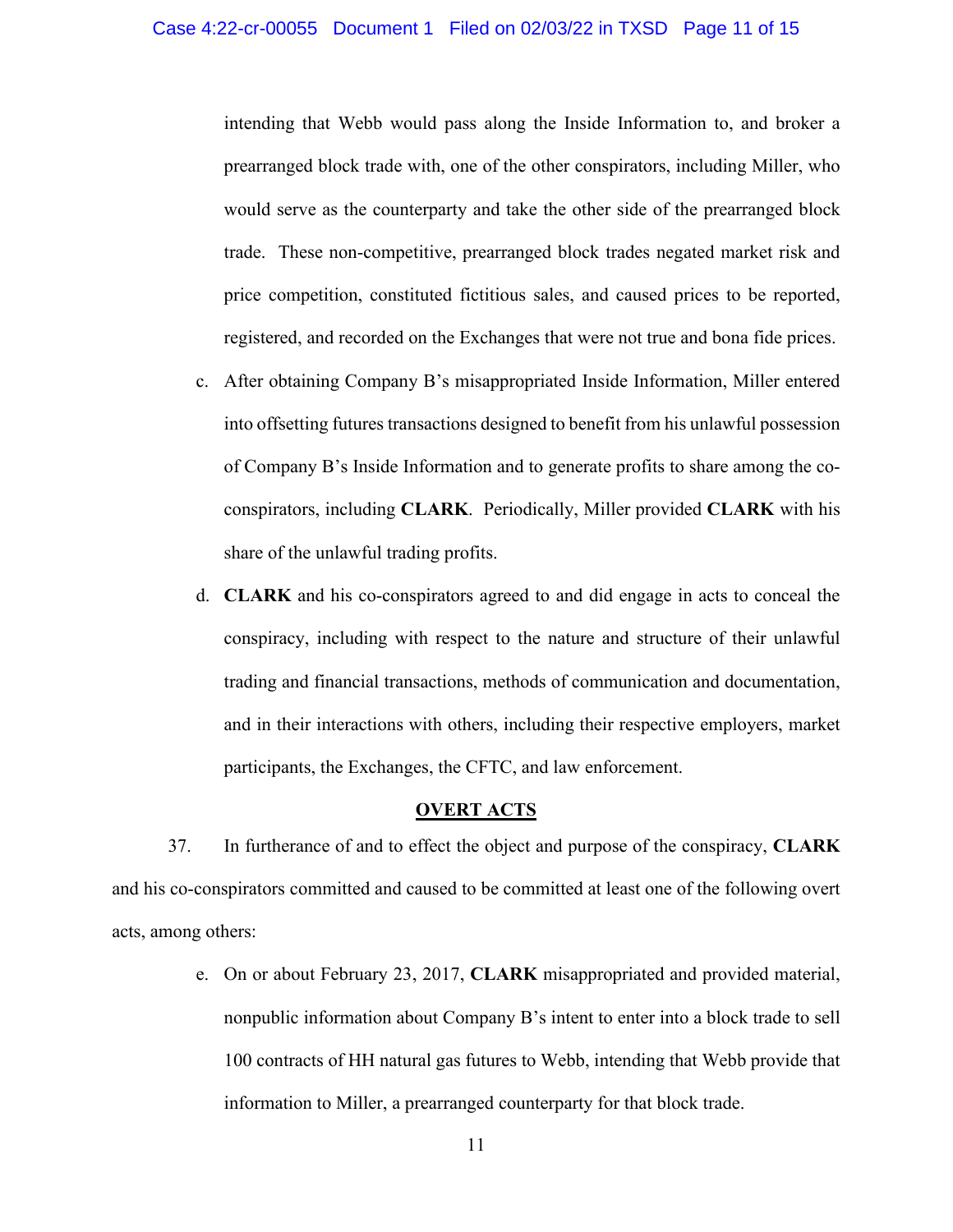intending that Webb would pass along the Inside Information to, and broker a prearranged block trade with, one of the other conspirators, including Miller, who would serve as the counterparty and take the other side of the prearranged block trade. These non-competitive, prearranged block trades negated market risk and price competition, constituted fictitious sales, and caused prices to be reported, registered, and recorded on the Exchanges that were not true and bona fide prices.

c. After obtaining Company B's misappropriated Inside Information, Miller entered into offsetting futures transactions designed to benefit from his unlawful possession of Company B's Inside Information and to generate profits to share among the co-conspirators, including **CLARK**. Periodically, Miller provided **CLARK** with his share of the unlawful trading profits.

d. **CLARK** and his co-conspirators agreed to and did engage in acts to conceal the conspiracy, including with respect to the nature and structure of their unlawful trading and financial transactions, methods of communication and documentation, and in their interactions with others, including their respective employers, market participants, the Exchanges, the CFTC, and law enforcement.

## OVERT ACTS

37. In furtherance of and to effect the object and purpose of the conspiracy, **CLARK** and his co-conspirators committed and caused to be committed at least one of the following overt acts, among others:

e. On or about February 23, 2017, **CLARK** misappropriated and provided material, nonpublic information about Company B's intent to enter into a block trade to sell 100 contracts of HH natural gas futures to Webb, intending that Webb provide that information to Miller, a prearranged counterparty for that block trade.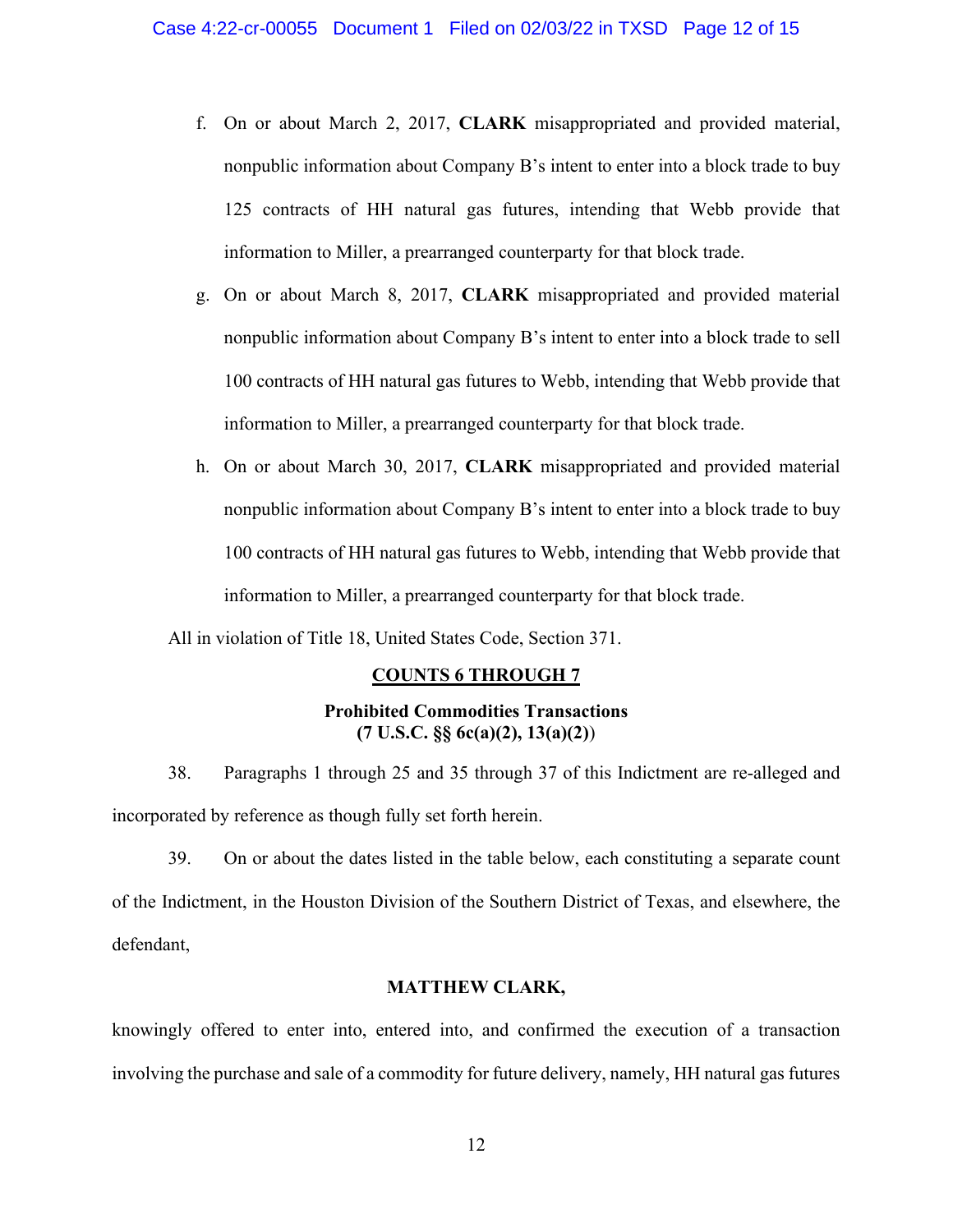f. On or about March 2, 2017, **CLARK** misappropriated and provided material, nonpublic information about Company B's intent to enter into a block trade to buy 125 contracts of HH natural gas futures, intending that Webb provide that information to Miller, a prearranged counterparty for that block trade.

g. On or about March 8, 2017, **CLARK** misappropriated and provided material nonpublic information about Company B's intent to enter into a block trade to sell 100 contracts of HH natural gas futures to Webb, intending that Webb provide that information to Miller, a prearranged counterparty for that block trade.

h. On or about March 30, 2017, **CLARK** misappropriated and provided material nonpublic information about Company B's intent to enter into a block trade to buy 100 contracts of HH natural gas futures to Webb, intending that Webb provide that information to Miller, a prearranged counterparty for that block trade.

All in violation of Title 18, United States Code, Section 371.

## COUNTS 6 THROUGH 7

### Prohibited Commodities Transactions (7 U.S.C. §§ 6c(a)(2), 13(a)(2))

38. Paragraphs 1 through 25 and 35 through 37 of this Indictment are re-alleged and incorporated by reference as though fully set forth herein.

39. On or about the dates listed in the table below, each constituting a separate count of the Indictment, in the Houston Division of the Southern District of Texas, and elsewhere, the defendant,

**MATTHEW CLARK,**

knowingly offered to enter into, entered into, and confirmed the execution of a transaction involving the purchase and sale of a commodity for future delivery, namely, HH natural gas futures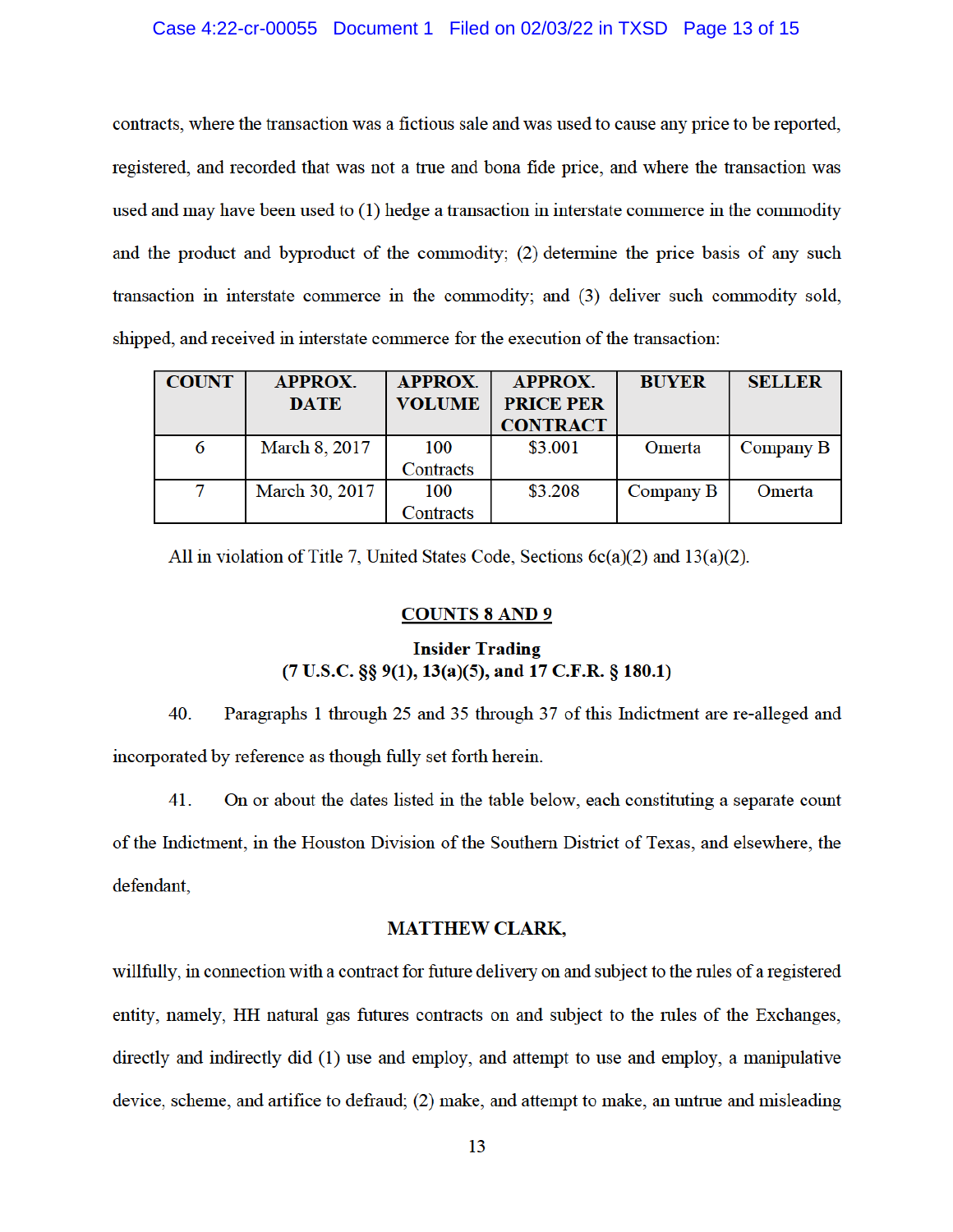contracts, where the transaction was a fictious sale and was used to cause any price to be reported, registered, and recorded that was not a true and bona fide price, and where the transaction was used and may have been used to (1) hedge a transaction in interstate commerce in the commodity and the product and byproduct of the commodity; (2) determine the price basis of any such transaction in interstate commerce in the commodity; and (3) deliver such commodity sold, shipped, and received in interstate commerce for the execution of the transaction:

| COUNT | APPROX. DATE | APPROX. VOLUME | APPROX. PRICE PER CONTRACT | BUYER | SELLER |
|---|---|---|---|---|---|
| 6 | March 8, 2017 | 100 Contracts | $3.001 | Omerta | Company B |
| 7 | March 30, 2017 | 100 Contracts | $3.208 | Company B | Omerta |

All in violation of Title 7, United States Code, Sections 6c(a)(2) and 13(a)(2).

## COUNTS 8 AND 9

### Insider Trading
### (7 U.S.C. §§ 9(1), 13(a)(5), and 17 C.F.R. § 180.1)

40. Paragraphs 1 through 25 and 35 through 37 of this Indictment are re-alleged and incorporated by reference as though fully set forth herein.

41. On or about the dates listed in the table below, each constituting a separate count of the Indictment, in the Houston Division of the Southern District of Texas, and elsewhere, the defendant,

**MATTHEW CLARK,**

willfully, in connection with a contract for future delivery on and subject to the rules of a registered entity, namely, HH natural gas futures contracts on and subject to the rules of the Exchanges, directly and indirectly did (1) use and employ, and attempt to use and employ, a manipulative device, scheme, and artifice to defraud; (2) make, and attempt to make, an untrue and misleading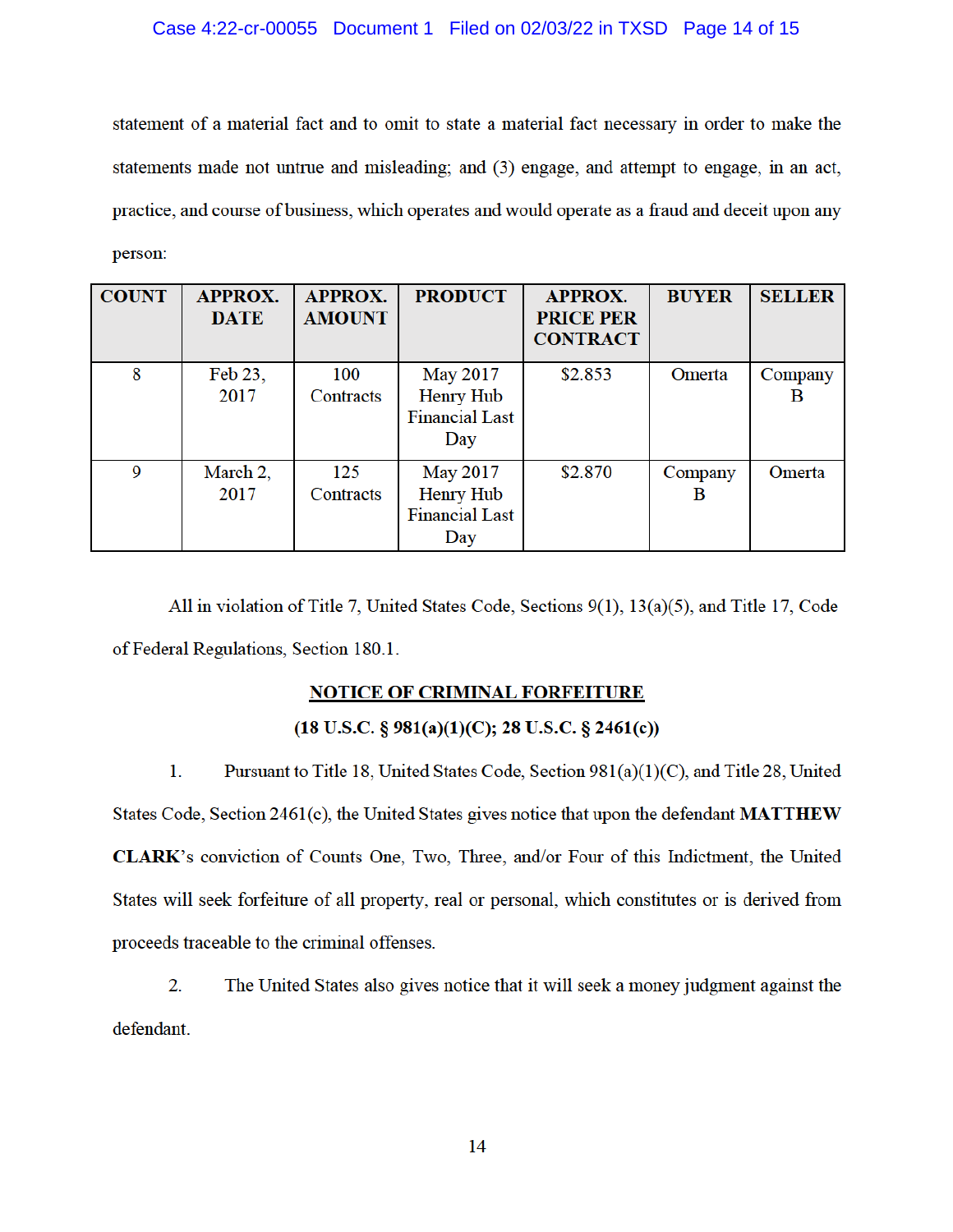statement of a material fact and to omit to state a material fact necessary in order to make the statements made not untrue and misleading; and (3) engage, and attempt to engage, in an act, practice, and course of business, which operates and would operate as a fraud and deceit upon any person:

| COUNT | APPROX. DATE | APPROX. AMOUNT | PRODUCT | APPROX. PRICE PER CONTRACT | BUYER | SELLER |
|---|---|---|---|---|---|---|
| 8 | Feb 23, 2017 | 100 Contracts | May 2017 Henry Hub Financial Last Day | $2.853 | Omerta | Company B |
| 9 | March 2, 2017 | 125 Contracts | May 2017 Henry Hub Financial Last Day | $2.870 | Company B | Omerta |

All in violation of Title 7, United States Code, Sections 9(1), 13(a)(5), and Title 17, Code of Federal Regulations, Section 180.1.

## NOTICE OF CRIMINAL FORFEITURE

**(18 U.S.C. § 981(a)(1)(C); 28 U.S.C. § 2461(c))**

1. Pursuant to Title 18, United States Code, Section 981(a)(1)(C), and Title 28, United States Code, Section 2461(c), the United States gives notice that upon the defendant **MATTHEW CLARK**'s conviction of Counts One, Two, Three, and/or Four of this Indictment, the United States will seek forfeiture of all property, real or personal, which constitutes or is derived from proceeds traceable to the criminal offenses.

2. The United States also gives notice that it will seek a money judgment against the defendant.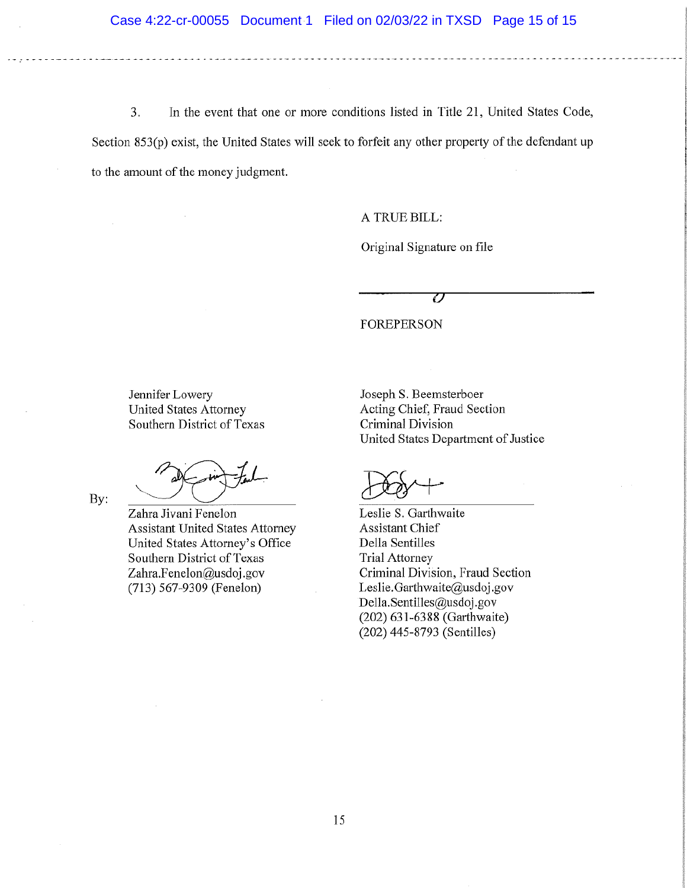3. In the event that one or more conditions listed in Title 21, United States Code, Section 853(p) exist, the United States will seek to forfeit any other property of the defendant up to the amount of the money judgment.

A TRUE BILL:

Original Signature on file

FOREPERSON

Jennifer Lowery
United States Attorney
Southern District of Texas

By:

Zahra Jivani Fenelon
Assistant United States Attorney
United States Attorney's Office
Southern District of Texas
Zahra.Fenelon@usdoj.gov
(713) 567-9309 (Fenelon)

Joseph S. Beemsterboer
Acting Chief, Fraud Section
Criminal Division
United States Department of Justice

Leslie S. Garthwaite
Assistant Chief
Della Sentilles
Trial Attorney
Criminal Division, Fraud Section
Leslie.Garthwaite@usdoj.gov
Della.Sentilles@usdoj.gov
(202) 631-6388 (Garthwaite)
(202) 445-8793 (Sentilles)